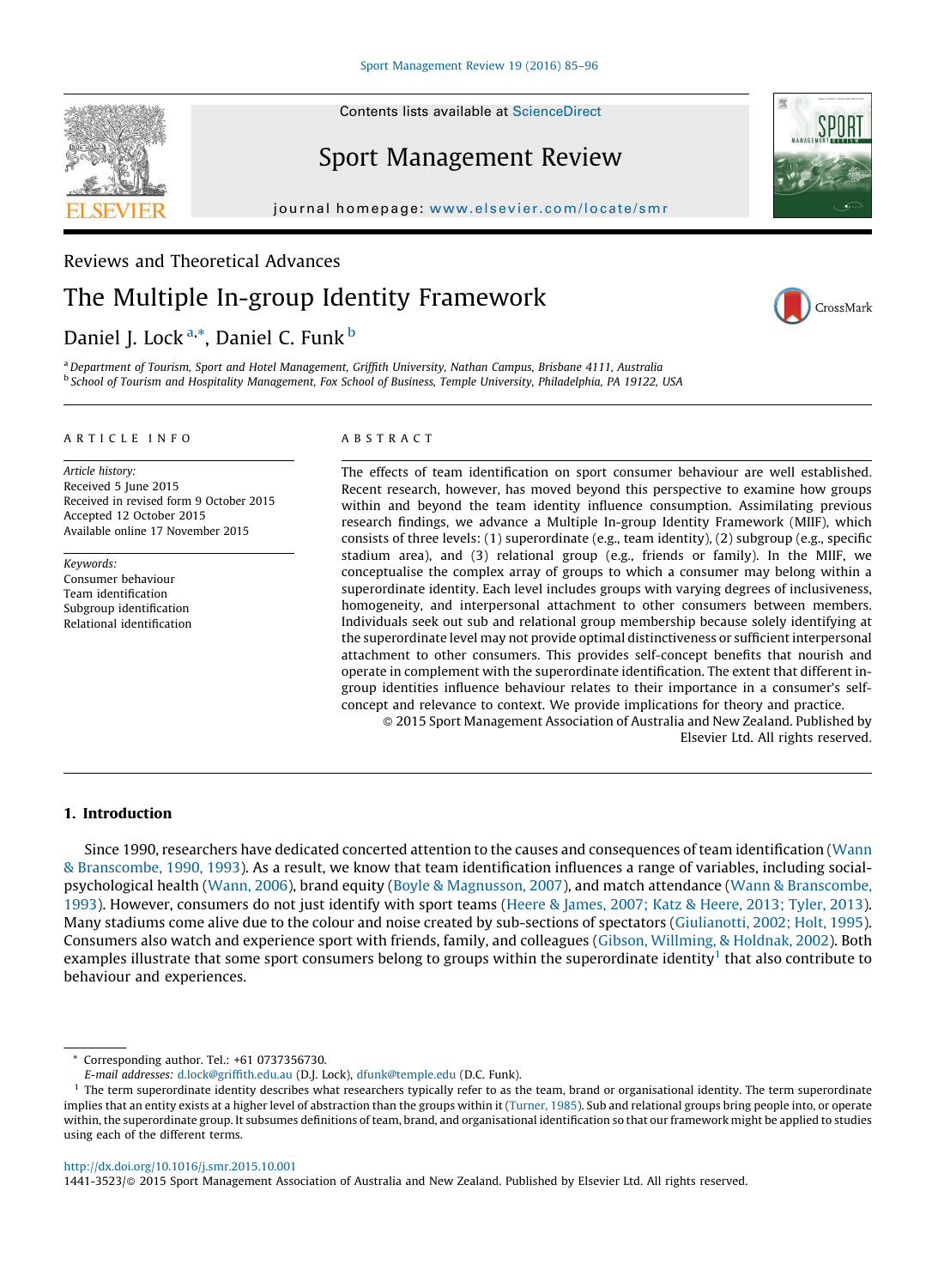Reviews and Theoretical Advances

# The Multiple In-group Identity Framework

Daniel J. Lock [a,*], Daniel C. Funk [b]

[a] Department of Tourism, Sport and Hotel Management, Griffith University, Nathan Campus, Brisbane 4111, Australia
[b] School of Tourism and Hospitality Management, Fox School of Business, Temple University, Philadelphia, PA 19122, USA

## ARTICLE INFO

*Article history:*
Received 5 June 2015
Received in revised form 9 October 2015
Accepted 12 October 2015
Available online 17 November 2015

*Keywords:*
Consumer behaviour
Team identification
Subgroup identification
Relational identification

## ABSTRACT

The effects of team identification on sport consumer behaviour are well established. Recent research, however, has moved beyond this perspective to examine how groups within and beyond the team identity influence consumption. Assimilating previous research findings, we advance a Multiple In-group Identity Framework (MIIF), which consists of three levels: (1) superordinate (e.g., team identity), (2) subgroup (e.g., specific stadium area), and (3) relational group (e.g., friends or family). In the MIIF, we conceptualise the complex array of groups to which a consumer may belong within a superordinate identity. Each level includes groups with varying degrees of inclusiveness, homogeneity, and interpersonal attachment to other consumers between members. Individuals seek out sub and relational group membership because solely identifying at the superordinate level may not provide optimal distinctiveness or sufficient interpersonal attachment to other consumers. This provides self-concept benefits that nourish and operate in complement with the superordinate identification. The extent that different in-group identities influence behaviour relates to their importance in a consumer's self-concept and relevance to context. We provide implications for theory and practice.

© 2015 Sport Management Association of Australia and New Zealand. Published by Elsevier Ltd. All rights reserved.

## 1. Introduction

Since 1990, researchers have dedicated concerted attention to the causes and consequences of team identification (Wann & Branscombe, 1990, 1993). As a result, we know that team identification influences a range of variables, including social-psychological health (Wann, 2006), brand equity (Boyle & Magnusson, 2007), and match attendance (Wann & Branscombe, 1993). However, consumers do not just identify with sport teams (Heere & James, 2007; Katz & Heere, 2013; Tyler, 2013). Many stadiums come alive due to the colour and noise created by sub-sections of spectators (Giulianotti, 2002; Holt, 1995). Consumers also watch and experience sport with friends, family, and colleagues (Gibson, Willming, & Holdnak, 2002). Both examples illustrate that some sport consumers belong to groups within the superordinate identity[1] that also contribute to behaviour and experiences.

---

* Corresponding author. Tel.: +61 0737356730.
*E-mail addresses:* d.lock@griffith.edu.au (D.J. Lock), dfunk@temple.edu (D.C. Funk).

[1] The term superordinate identity describes what researchers typically refer to as the team, brand or organisational identity. The term superordinate implies that an entity exists at a higher level of abstraction than the groups within it (Turner, 1985). Sub and relational groups bring people into, or operate within, the superordinate group. It subsumes definitions of team, brand, and organisational identification so that our framework might be applied to studies using each of the different terms.

http://dx.doi.org/10.1016/j.smr.2015.10.001
1441-3523/© 2015 Sport Management Association of Australia and New Zealand. Published by Elsevier Ltd. All rights reserved.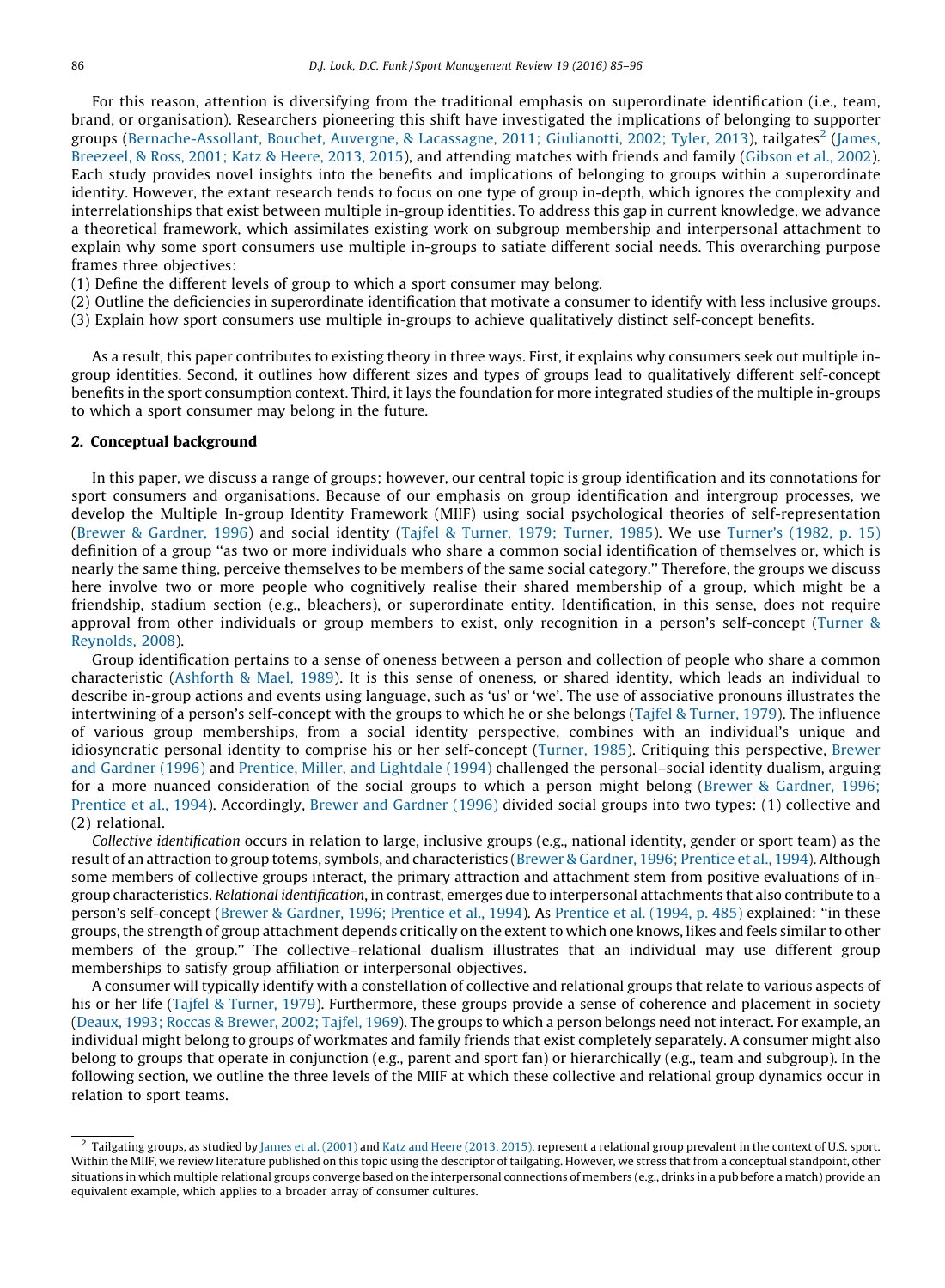For this reason, attention is diversifying from the traditional emphasis on superordinate identification (i.e., team, brand, or organisation). Researchers pioneering this shift have investigated the implications of belonging to supporter groups (Bernache-Assollant, Bouchet, Auvergne, & Lacassagne, 2011; Giulianotti, 2002; Tyler, 2013), tailgates[2] (James, Breezeel, & Ross, 2001; Katz & Heere, 2013, 2015), and attending matches with friends and family (Gibson et al., 2002). Each study provides novel insights into the benefits and implications of belonging to groups within a superordinate identity. However, the extant research tends to focus on one type of group in-depth, which ignores the complexity and interrelationships that exist between multiple in-group identities. To address this gap in current knowledge, we advance a theoretical framework, which assimilates existing work on subgroup membership and interpersonal attachment to explain why some sport consumers use multiple in-groups to satiate different social needs. This overarching purpose frames three objectives:

(1) Define the different levels of group to which a sport consumer may belong.
(2) Outline the deficiencies in superordinate identification that motivate a consumer to identify with less inclusive groups.
(3) Explain how sport consumers use multiple in-groups to achieve qualitatively distinct self-concept benefits.

As a result, this paper contributes to existing theory in three ways. First, it explains why consumers seek out multiple in-group identities. Second, it outlines how different sizes and types of groups lead to qualitatively different self-concept benefits in the sport consumption context. Third, it lays the foundation for more integrated studies of the multiple in-groups to which a sport consumer may belong in the future.

## 2. Conceptual background

In this paper, we discuss a range of groups; however, our central topic is group identification and its connotations for sport consumers and organisations. Because of our emphasis on group identification and intergroup processes, we develop the Multiple In-group Identity Framework (MIIF) using social psychological theories of self-representation (Brewer & Gardner, 1996) and social identity (Tajfel & Turner, 1979; Turner, 1985). We use Turner's (1982, p. 15) definition of a group ''as two or more individuals who share a common social identification of themselves or, which is nearly the same thing, perceive themselves to be members of the same social category.'' Therefore, the groups we discuss here involve two or more people who cognitively realise their shared membership of a group, which might be a friendship, stadium section (e.g., bleachers), or superordinate entity. Identification, in this sense, does not require approval from other individuals or group members to exist, only recognition in a person's self-concept (Turner & Reynolds, 2008).

Group identification pertains to a sense of oneness between a person and collection of people who share a common characteristic (Ashforth & Mael, 1989). It is this sense of oneness, or shared identity, which leads an individual to describe in-group actions and events using language, such as 'us' or 'we'. The use of associative pronouns illustrates the intertwining of a person's self-concept with the groups to which he or she belongs (Tajfel & Turner, 1979). The influence of various group memberships, from a social identity perspective, combines with an individual's unique and idiosyncratic personal identity to comprise his or her self-concept (Turner, 1985). Critiquing this perspective, Brewer and Gardner (1996) and Prentice, Miller, and Lightdale (1994) challenged the personal–social identity dualism, arguing for a more nuanced consideration of the social groups to which a person might belong (Brewer & Gardner, 1996; Prentice et al., 1994). Accordingly, Brewer and Gardner (1996) divided social groups into two types: (1) collective and (2) relational.

*Collective identification* occurs in relation to large, inclusive groups (e.g., national identity, gender or sport team) as the result of an attraction to group totems, symbols, and characteristics (Brewer & Gardner, 1996; Prentice et al., 1994). Although some members of collective groups interact, the primary attraction and attachment stem from positive evaluations of in-group characteristics. *Relational identification*, in contrast, emerges due to interpersonal attachments that also contribute to a person's self-concept (Brewer & Gardner, 1996; Prentice et al., 1994). As Prentice et al. (1994, p. 485) explained: ''in these groups, the strength of group attachment depends critically on the extent to which one knows, likes and feels similar to other members of the group.'' The collective–relational dualism illustrates that an individual may use different group memberships to satisfy group affiliation or interpersonal objectives.

A consumer will typically identify with a constellation of collective and relational groups that relate to various aspects of his or her life (Tajfel & Turner, 1979). Furthermore, these groups provide a sense of coherence and placement in society (Deaux, 1993; Roccas & Brewer, 2002; Tajfel, 1969). The groups to which a person belongs need not interact. For example, an individual might belong to groups of workmates and family friends that exist completely separately. A consumer might also belong to groups that operate in conjunction (e.g., parent and sport fan) or hierarchically (e.g., team and subgroup). In the following section, we outline the three levels of the MIIF at which these collective and relational group dynamics occur in relation to sport teams.

[2] Tailgating groups, as studied by James et al. (2001) and Katz and Heere (2013, 2015), represent a relational group prevalent in the context of U.S. sport. Within the MIIF, we review literature published on this topic using the descriptor of tailgating. However, we stress that from a conceptual standpoint, other situations in which multiple relational groups converge based on the interpersonal connections of members (e.g., drinks in a pub before a match) provide an equivalent example, which applies to a broader array of consumer cultures.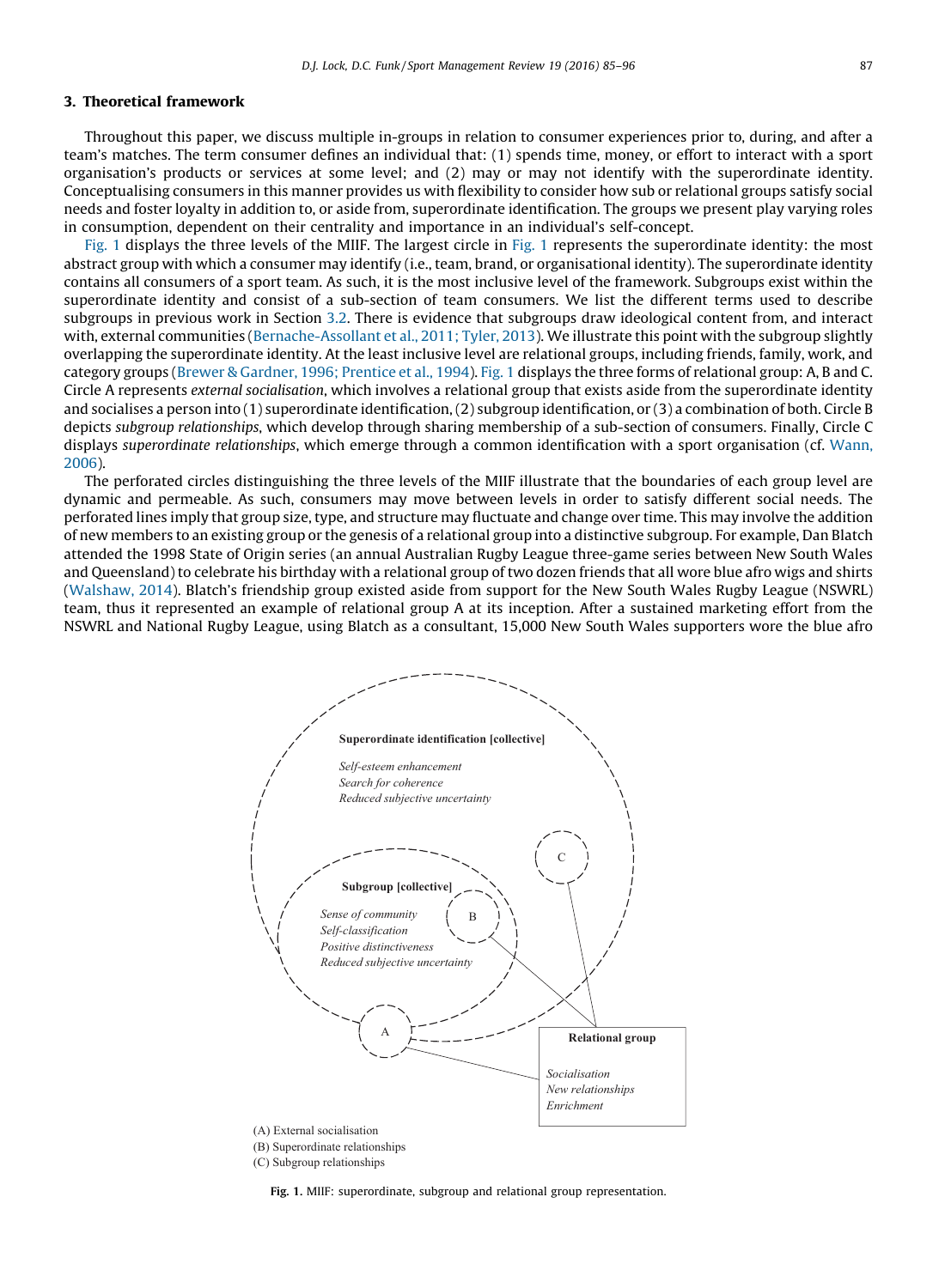## 3. Theoretical framework

Throughout this paper, we discuss multiple in-groups in relation to consumer experiences prior to, during, and after a team's matches. The term consumer defines an individual that: (1) spends time, money, or effort to interact with a sport organisation's products or services at some level; and (2) may or may not identify with the superordinate identity. Conceptualising consumers in this manner provides us with flexibility to consider how sub or relational groups satisfy social needs and foster loyalty in addition to, or aside from, superordinate identification. The groups we present play varying roles in consumption, dependent on their centrality and importance in an individual's self-concept.

Fig. 1 displays the three levels of the MIIF. The largest circle in Fig. 1 represents the superordinate identity: the most abstract group with which a consumer may identify (i.e., team, brand, or organisational identity). The superordinate identity contains all consumers of a sport team. As such, it is the most inclusive level of the framework. Subgroups exist within the superordinate identity and consist of a sub-section of team consumers. We list the different terms used to describe subgroups in previous work in Section 3.2. There is evidence that subgroups draw ideological content from, and interact with, external communities (Bernache-Assollant et al., 2011; Tyler, 2013). We illustrate this point with the subgroup slightly overlapping the superordinate identity. At the least inclusive level are relational groups, including friends, family, work, and category groups (Brewer & Gardner, 1996; Prentice et al., 1994). Fig. 1 displays the three forms of relational group: A, B and C. Circle A represents *external socialisation*, which involves a relational group that exists aside from the superordinate identity and socialises a person into (1) superordinate identification, (2) subgroup identification, or (3) a combination of both. Circle B depicts *subgroup relationships*, which develop through sharing membership of a sub-section of consumers. Finally, Circle C displays *superordinate relationships*, which emerge through a common identification with a sport organisation (cf. Wann, 2006).

The perforated circles distinguishing the three levels of the MIIF illustrate that the boundaries of each group level are dynamic and permeable. As such, consumers may move between levels in order to satisfy different social needs. The perforated lines imply that group size, type, and structure may fluctuate and change over time. This may involve the addition of new members to an existing group or the genesis of a relational group into a distinctive subgroup. For example, Dan Blatch attended the 1998 State of Origin series (an annual Australian Rugby League three-game series between New South Wales and Queensland) to celebrate his birthday with a relational group of two dozen friends that all wore blue afro wigs and shirts (Walshaw, 2014). Blatch's friendship group existed aside from support for the New South Wales Rugby League (NSWRL) team, thus it represented an example of relational group A at its inception. After a sustained marketing effort from the NSWRL and National Rugby League, using Blatch as a consultant, 15,000 New South Wales supporters wore the blue afro

**Superordinate identification [collective]**

*Self-esteem enhancement*
*Search for coherence*
*Reduced subjective uncertainty*

**Subgroup [collective]**

*Sense of community*
*Self-classification*
*Positive distinctiveness*
*Reduced subjective uncertainty*

**Relational group**

*Socialisation*
*New relationships*
*Enrichment*

(A) External socialisation
(B) Superordinate relationships
(C) Subgroup relationships

**Fig. 1.** MIIF: superordinate, subgroup and relational group representation.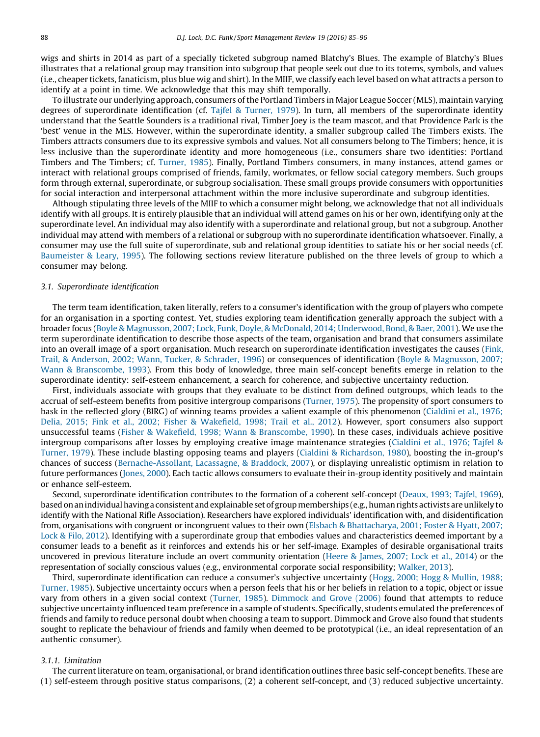wigs and shirts in 2014 as part of a specially ticketed subgroup named Blatchy's Blues. The example of Blatchy's Blues illustrates that a relational group may transition into subgroup that people seek out due to its totems, symbols, and values (i.e., cheaper tickets, fanaticism, plus blue wig and shirt). In the MIIF, we classify each level based on what attracts a person to identify at a point in time. We acknowledge that this may shift temporally.

To illustrate our underlying approach, consumers of the Portland Timbers in Major League Soccer (MLS), maintain varying degrees of superordinate identification (cf. Tajfel & Turner, 1979). In turn, all members of the superordinate identity understand that the Seattle Sounders is a traditional rival, Timber Joey is the team mascot, and that Providence Park is the 'best' venue in the MLS. However, within the superordinate identity, a smaller subgroup called The Timbers exists. The Timbers attracts consumers due to its expressive symbols and values. Not all consumers belong to The Timbers; hence, it is less inclusive than the superordinate identity and more homogeneous (i.e., consumers share two identities: Portland Timbers and The Timbers; cf. Turner, 1985). Finally, Portland Timbers consumers, in many instances, attend games or interact with relational groups comprised of friends, family, workmates, or fellow social category members. Such groups form through external, superordinate, or subgroup socialisation. These small groups provide consumers with opportunities for social interaction and interpersonal attachment within the more inclusive superordinate and subgroup identities.

Although stipulating three levels of the MIIF to which a consumer might belong, we acknowledge that not all individuals identify with all groups. It is entirely plausible that an individual will attend games on his or her own, identifying only at the superordinate level. An individual may also identify with a superordinate and relational group, but not a subgroup. Another individual may attend with members of a relational or subgroup with no superordinate identification whatsoever. Finally, a consumer may use the full suite of superordinate, sub and relational group identities to satiate his or her social needs (cf. Baumeister & Leary, 1995). The following sections review literature published on the three levels of group to which a consumer may belong.

### 3.1. Superordinate identification

The term team identification, taken literally, refers to a consumer's identification with the group of players who compete for an organisation in a sporting contest. Yet, studies exploring team identification generally approach the subject with a broader focus (Boyle & Magnusson, 2007; Lock, Funk, Doyle, & McDonald, 2014; Underwood, Bond, & Baer, 2001). We use the term superordinate identification to describe those aspects of the team, organisation and brand that consumers assimilate into an overall image of a sport organisation. Much research on superordinate identification investigates the causes (Fink, Trail, & Anderson, 2002; Wann, Tucker, & Schrader, 1996) or consequences of identification (Boyle & Magnusson, 2007; Wann & Branscombe, 1993). From this body of knowledge, three main self-concept benefits emerge in relation to the superordinate identity: self-esteem enhancement, a search for coherence, and subjective uncertainty reduction.

First, individuals associate with groups that they evaluate to be distinct from defined outgroups, which leads to the accrual of self-esteem benefits from positive intergroup comparisons (Turner, 1975). The propensity of sport consumers to bask in the reflected glory (BIRG) of winning teams provides a salient example of this phenomenon (Cialdini et al., 1976; Delia, 2015; Fink et al., 2002; Fisher & Wakefield, 1998; Trail et al., 2012). However, sport consumers also support unsuccessful teams (Fisher & Wakefield, 1998; Wann & Branscombe, 1990). In these cases, individuals achieve positive intergroup comparisons after losses by employing creative image maintenance strategies (Cialdini et al., 1976; Tajfel & Turner, 1979). These include blasting opposing teams and players (Cialdini & Richardson, 1980), boosting the in-group's chances of success (Bernache-Assollant, Lacassagne, & Braddock, 2007), or displaying unrealistic optimism in relation to future performances (Jones, 2000). Each tactic allows consumers to evaluate their in-group identity positively and maintain or enhance self-esteem.

Second, superordinate identification contributes to the formation of a coherent self-concept (Deaux, 1993; Tajfel, 1969), based on an individual having a consistent and explainable set of group memberships (e.g., human rights activists are unlikely to identify with the National Rifle Association). Researchers have explored individuals' identification with, and disidentification from, organisations with congruent or incongruent values to their own (Elsbach & Bhattacharya, 2001; Foster & Hyatt, 2007; Lock & Filo, 2012). Identifying with a superordinate group that embodies values and characteristics deemed important by a consumer leads to a benefit as it reinforces and extends his or her self-image. Examples of desirable organisational traits uncovered in previous literature include an overt community orientation (Heere & James, 2007; Lock et al., 2014) or the representation of socially conscious values (e.g., environmental corporate social responsibility; Walker, 2013).

Third, superordinate identification can reduce a consumer's subjective uncertainty (Hogg, 2000; Hogg & Mullin, 1988; Turner, 1985). Subjective uncertainty occurs when a person feels that his or her beliefs in relation to a topic, object or issue vary from others in a given social context (Turner, 1985). Dimmock and Grove (2006) found that attempts to reduce subjective uncertainty influenced team preference in a sample of students. Specifically, students emulated the preferences of friends and family to reduce personal doubt when choosing a team to support. Dimmock and Grove also found that students sought to replicate the behaviour of friends and family when deemed to be prototypical (i.e., an ideal representation of an authentic consumer).

#### 3.1.1. Limitation

The current literature on team, organisational, or brand identification outlines three basic self-concept benefits. These are (1) self-esteem through positive status comparisons, (2) a coherent self-concept, and (3) reduced subjective uncertainty.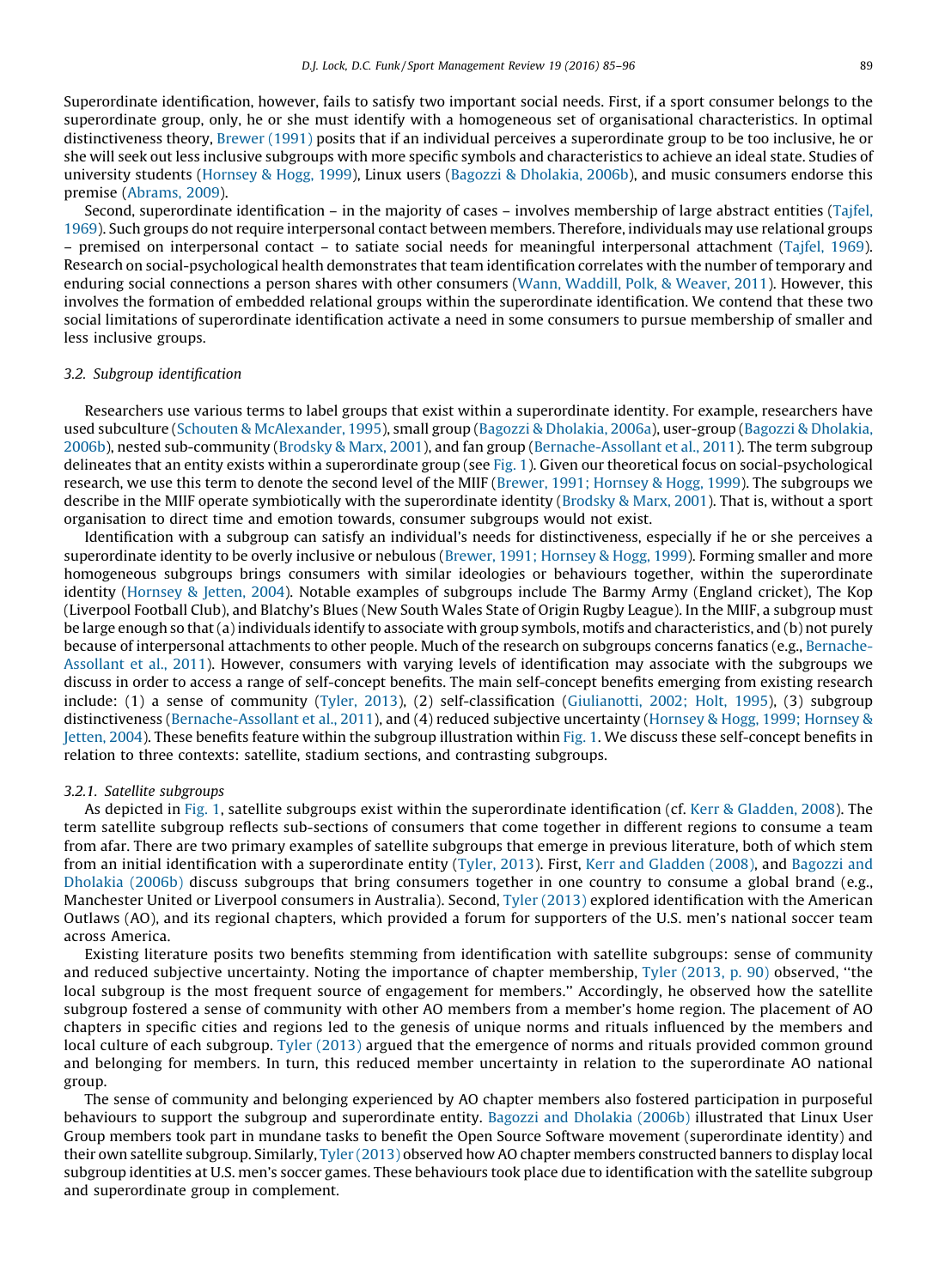Superordinate identification, however, fails to satisfy two important social needs. First, if a sport consumer belongs to the superordinate group, only, he or she must identify with a homogeneous set of organisational characteristics. In optimal distinctiveness theory, Brewer (1991) posits that if an individual perceives a superordinate group to be too inclusive, he or she will seek out less inclusive subgroups with more specific symbols and characteristics to achieve an ideal state. Studies of university students (Hornsey & Hogg, 1999), Linux users (Bagozzi & Dholakia, 2006b), and music consumers endorse this premise (Abrams, 2009).

Second, superordinate identification – in the majority of cases – involves membership of large abstract entities (Tajfel, 1969). Such groups do not require interpersonal contact between members. Therefore, individuals may use relational groups – premised on interpersonal contact – to satiate social needs for meaningful interpersonal attachment (Tajfel, 1969). Research on social-psychological health demonstrates that team identification correlates with the number of temporary and enduring social connections a person shares with other consumers (Wann, Waddill, Polk, & Weaver, 2011). However, this involves the formation of embedded relational groups within the superordinate identification. We contend that these two social limitations of superordinate identification activate a need in some consumers to pursue membership of smaller and less inclusive groups.

### 3.2. Subgroup identification

Researchers use various terms to label groups that exist within a superordinate identity. For example, researchers have used subculture (Schouten & McAlexander, 1995), small group (Bagozzi & Dholakia, 2006a), user-group (Bagozzi & Dholakia, 2006b), nested sub-community (Brodsky & Marx, 2001), and fan group (Bernache-Assollant et al., 2011). The term subgroup delineates that an entity exists within a superordinate group (see Fig. 1). Given our theoretical focus on social-psychological research, we use this term to denote the second level of the MIIF (Brewer, 1991; Hornsey & Hogg, 1999). The subgroups we describe in the MIIF operate symbiotically with the superordinate identity (Brodsky & Marx, 2001). That is, without a sport organisation to direct time and emotion towards, consumer subgroups would not exist.

Identification with a subgroup can satisfy an individual's needs for distinctiveness, especially if he or she perceives a superordinate identity to be overly inclusive or nebulous (Brewer, 1991; Hornsey & Hogg, 1999). Forming smaller and more homogeneous subgroups brings consumers with similar ideologies or behaviours together, within the superordinate identity (Hornsey & Jetten, 2004). Notable examples of subgroups include The Barmy Army (England cricket), The Kop (Liverpool Football Club), and Blatchy's Blues (New South Wales State of Origin Rugby League). In the MIIF, a subgroup must be large enough so that (a) individuals identify to associate with group symbols, motifs and characteristics, and (b) not purely because of interpersonal attachments to other people. Much of the research on subgroups concerns fanatics (e.g., Bernache-Assollant et al., 2011). However, consumers with varying levels of identification may associate with the subgroups we discuss in order to access a range of self-concept benefits. The main self-concept benefits emerging from existing research include: (1) a sense of community (Tyler, 2013), (2) self-classification (Giulianotti, 2002; Holt, 1995), (3) subgroup distinctiveness (Bernache-Assollant et al., 2011), and (4) reduced subjective uncertainty (Hornsey & Hogg, 1999; Hornsey & Jetten, 2004). These benefits feature within the subgroup illustration within Fig. 1. We discuss these self-concept benefits in relation to three contexts: satellite, stadium sections, and contrasting subgroups.

#### 3.2.1. Satellite subgroups

As depicted in Fig. 1, satellite subgroups exist within the superordinate identification (cf. Kerr & Gladden, 2008). The term satellite subgroup reflects sub-sections of consumers that come together in different regions to consume a team from afar. There are two primary examples of satellite subgroups that emerge in previous literature, both of which stem from an initial identification with a superordinate entity (Tyler, 2013). First, Kerr and Gladden (2008), and Bagozzi and Dholakia (2006b) discuss subgroups that bring consumers together in one country to consume a global brand (e.g., Manchester United or Liverpool consumers in Australia). Second, Tyler (2013) explored identification with the American Outlaws (AO), and its regional chapters, which provided a forum for supporters of the U.S. men's national soccer team across America.

Existing literature posits two benefits stemming from identification with satellite subgroups: sense of community and reduced subjective uncertainty. Noting the importance of chapter membership, Tyler (2013, p. 90) observed, "the local subgroup is the most frequent source of engagement for members." Accordingly, he observed how the satellite subgroup fostered a sense of community with other AO members from a member's home region. The placement of AO chapters in specific cities and regions led to the genesis of unique norms and rituals influenced by the members and local culture of each subgroup. Tyler (2013) argued that the emergence of norms and rituals provided common ground and belonging for members. In turn, this reduced member uncertainty in relation to the superordinate AO national group.

The sense of community and belonging experienced by AO chapter members also fostered participation in purposeful behaviours to support the subgroup and superordinate entity. Bagozzi and Dholakia (2006b) illustrated that Linux User Group members took part in mundane tasks to benefit the Open Source Software movement (superordinate identity) and their own satellite subgroup. Similarly, Tyler (2013) observed how AO chapter members constructed banners to display local subgroup identities at U.S. men's soccer games. These behaviours took place due to identification with the satellite subgroup and superordinate group in complement.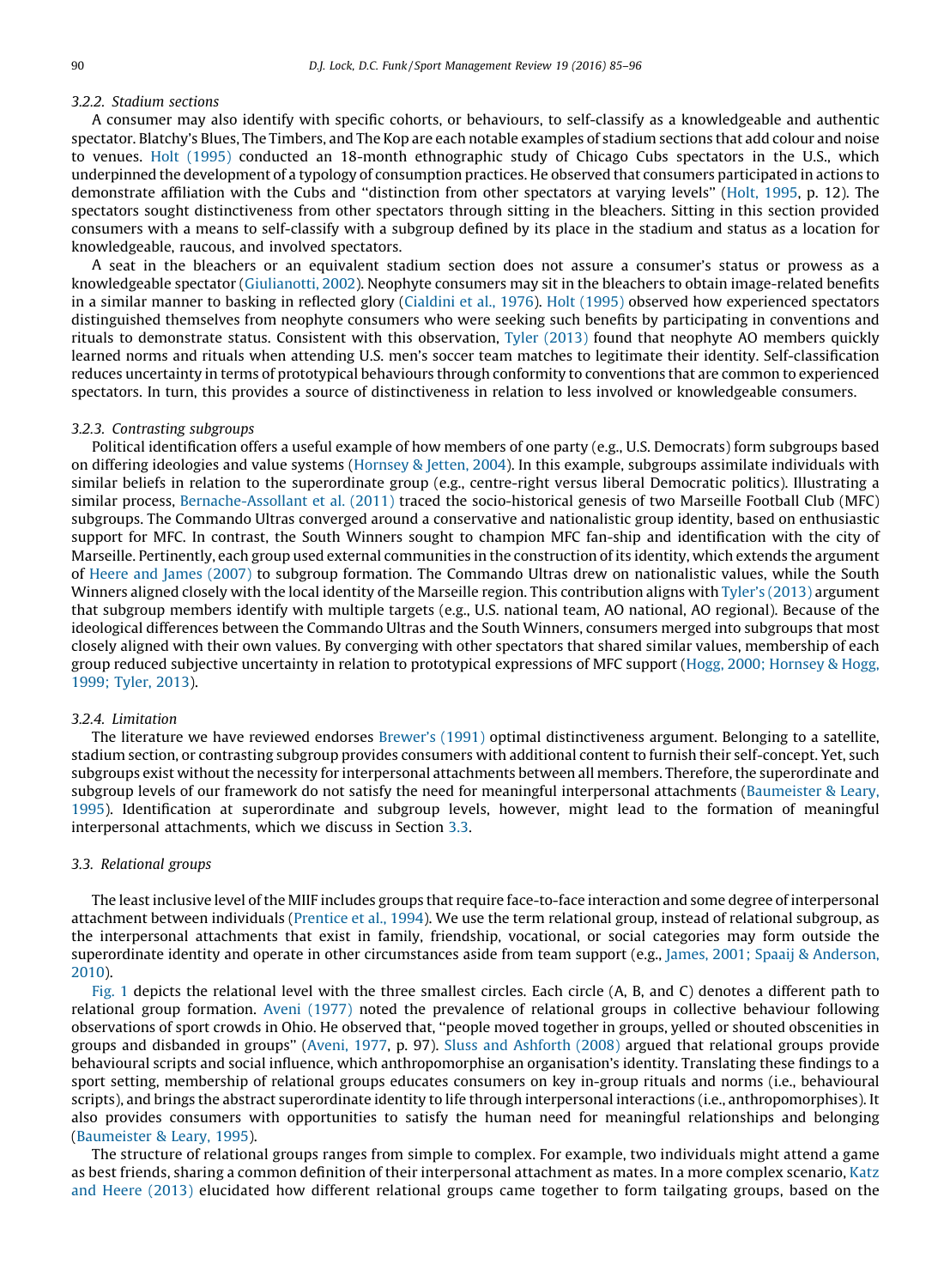### 3.2.2. Stadium sections

A consumer may also identify with specific cohorts, or behaviours, to self-classify as a knowledgeable and authentic spectator. Blatchy's Blues, The Timbers, and The Kop are each notable examples of stadium sections that add colour and noise to venues. Holt (1995) conducted an 18-month ethnographic study of Chicago Cubs spectators in the U.S., which underpinned the development of a typology of consumption practices. He observed that consumers participated in actions to demonstrate affiliation with the Cubs and ''distinction from other spectators at varying levels'' (Holt, 1995, p. 12). The spectators sought distinctiveness from other spectators through sitting in the bleachers. Sitting in this section provided consumers with a means to self-classify with a subgroup defined by its place in the stadium and status as a location for knowledgeable, raucous, and involved spectators.

A seat in the bleachers or an equivalent stadium section does not assure a consumer's status or prowess as a knowledgeable spectator (Giulianotti, 2002). Neophyte consumers may sit in the bleachers to obtain image-related benefits in a similar manner to basking in reflected glory (Cialdini et al., 1976). Holt (1995) observed how experienced spectators distinguished themselves from neophyte consumers who were seeking such benefits by participating in conventions and rituals to demonstrate status. Consistent with this observation, Tyler (2013) found that neophyte AO members quickly learned norms and rituals when attending U.S. men's soccer team matches to legitimate their identity. Self-classification reduces uncertainty in terms of prototypical behaviours through conformity to conventions that are common to experienced spectators. In turn, this provides a source of distinctiveness in relation to less involved or knowledgeable consumers.

### 3.2.3. Contrasting subgroups

Political identification offers a useful example of how members of one party (e.g., U.S. Democrats) form subgroups based on differing ideologies and value systems (Hornsey & Jetten, 2004). In this example, subgroups assimilate individuals with similar beliefs in relation to the superordinate group (e.g., centre-right versus liberal Democratic politics). Illustrating a similar process, Bernache-Assollant et al. (2011) traced the socio-historical genesis of two Marseille Football Club (MFC) subgroups. The Commando Ultras converged around a conservative and nationalistic group identity, based on enthusiastic support for MFC. In contrast, the South Winners sought to champion MFC fan-ship and identification with the city of Marseille. Pertinently, each group used external communities in the construction of its identity, which extends the argument of Heere and James (2007) to subgroup formation. The Commando Ultras drew on nationalistic values, while the South Winners aligned closely with the local identity of the Marseille region. This contribution aligns with Tyler's (2013) argument that subgroup members identify with multiple targets (e.g., U.S. national team, AO national, AO regional). Because of the ideological differences between the Commando Ultras and the South Winners, consumers merged into subgroups that most closely aligned with their own values. By converging with other spectators that shared similar values, membership of each group reduced subjective uncertainty in relation to prototypical expressions of MFC support (Hogg, 2000; Hornsey & Hogg, 1999; Tyler, 2013).

### 3.2.4. Limitation

The literature we have reviewed endorses Brewer's (1991) optimal distinctiveness argument. Belonging to a satellite, stadium section, or contrasting subgroup provides consumers with additional content to furnish their self-concept. Yet, such subgroups exist without the necessity for interpersonal attachments between all members. Therefore, the superordinate and subgroup levels of our framework do not satisfy the need for meaningful interpersonal attachments (Baumeister & Leary, 1995). Identification at superordinate and subgroup levels, however, might lead to the formation of meaningful interpersonal attachments, which we discuss in Section 3.3.

## 3.3. Relational groups

The least inclusive level of the MIIF includes groups that require face-to-face interaction and some degree of interpersonal attachment between individuals (Prentice et al., 1994). We use the term relational group, instead of relational subgroup, as the interpersonal attachments that exist in family, friendship, vocational, or social categories may form outside the superordinate identity and operate in other circumstances aside from team support (e.g., James, 2001; Spaaij & Anderson, 2010).

Fig. 1 depicts the relational level with the three smallest circles. Each circle (A, B, and C) denotes a different path to relational group formation. Aveni (1977) noted the prevalence of relational groups in collective behaviour following observations of sport crowds in Ohio. He observed that, ''people moved together in groups, yelled or shouted obscenities in groups and disbanded in groups'' (Aveni, 1977, p. 97). Sluss and Ashforth (2008) argued that relational groups provide behavioural scripts and social influence, which anthropomorphise an organisation's identity. Translating these findings to a sport setting, membership of relational groups educates consumers on key in-group rituals and norms (i.e., behavioural scripts), and brings the abstract superordinate identity to life through interpersonal interactions (i.e., anthropomorphises). It also provides consumers with opportunities to satisfy the human need for meaningful relationships and belonging (Baumeister & Leary, 1995).

The structure of relational groups ranges from simple to complex. For example, two individuals might attend a game as best friends, sharing a common definition of their interpersonal attachment as mates. In a more complex scenario, Katz and Heere (2013) elucidated how different relational groups came together to form tailgating groups, based on the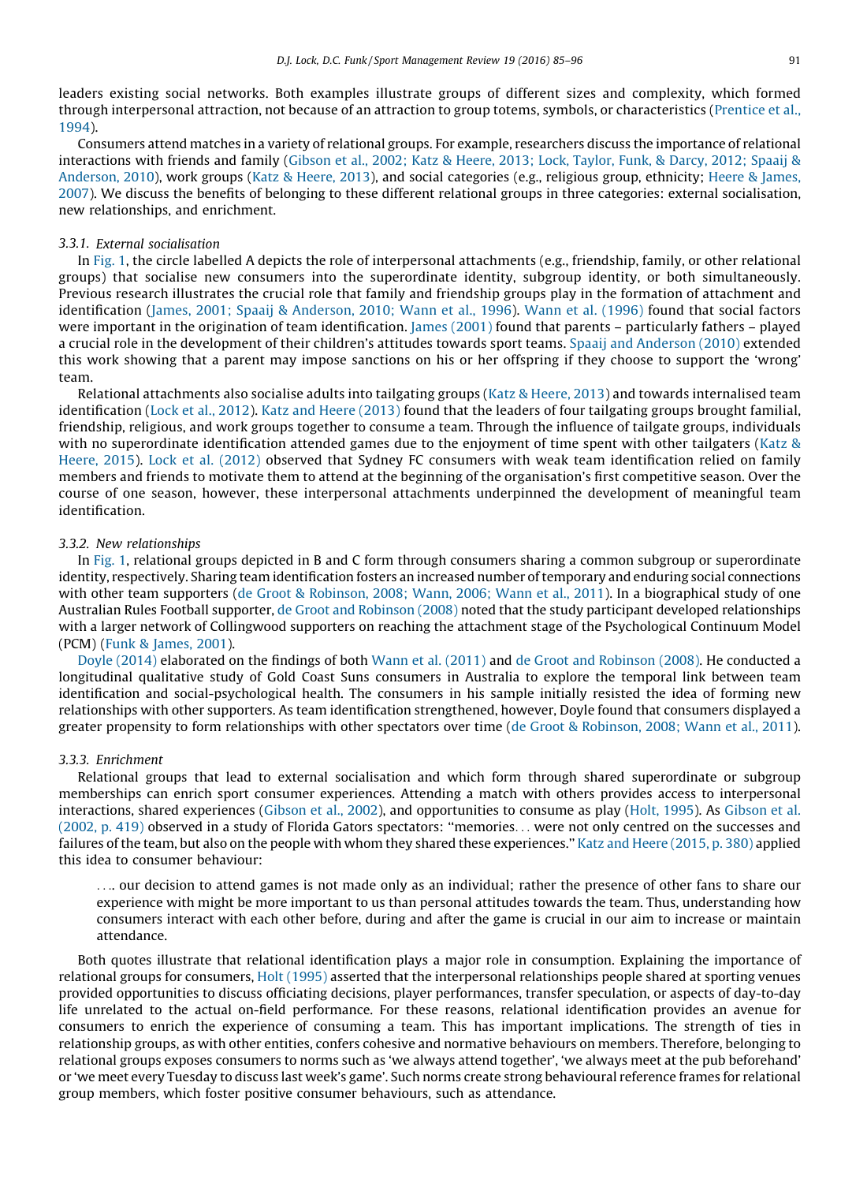leaders existing social networks. Both examples illustrate groups of different sizes and complexity, which formed through interpersonal attraction, not because of an attraction to group totems, symbols, or characteristics (Prentice et al., 1994).

Consumers attend matches in a variety of relational groups. For example, researchers discuss the importance of relational interactions with friends and family (Gibson et al., 2002; Katz & Heere, 2013; Lock, Taylor, Funk, & Darcy, 2012; Spaaij & Anderson, 2010), work groups (Katz & Heere, 2013), and social categories (e.g., religious group, ethnicity; Heere & James, 2007). We discuss the benefits of belonging to these different relational groups in three categories: external socialisation, new relationships, and enrichment.

### 3.3.1. External socialisation

In Fig. 1, the circle labelled A depicts the role of interpersonal attachments (e.g., friendship, family, or other relational groups) that socialise new consumers into the superordinate identity, subgroup identity, or both simultaneously. Previous research illustrates the crucial role that family and friendship groups play in the formation of attachment and identification (James, 2001; Spaaij & Anderson, 2010; Wann et al., 1996). Wann et al. (1996) found that social factors were important in the origination of team identification. James (2001) found that parents – particularly fathers – played a crucial role in the development of their children's attitudes towards sport teams. Spaaij and Anderson (2010) extended this work showing that a parent may impose sanctions on his or her offspring if they choose to support the 'wrong' team.

Relational attachments also socialise adults into tailgating groups (Katz & Heere, 2013) and towards internalised team identification (Lock et al., 2012). Katz and Heere (2013) found that the leaders of four tailgating groups brought familial, friendship, religious, and work groups together to consume a team. Through the influence of tailgate groups, individuals with no superordinate identification attended games due to the enjoyment of time spent with other tailgaters (Katz & Heere, 2015). Lock et al. (2012) observed that Sydney FC consumers with weak team identification relied on family members and friends to motivate them to attend at the beginning of the organisation's first competitive season. Over the course of one season, however, these interpersonal attachments underpinned the development of meaningful team identification.

### 3.3.2. New relationships

In Fig. 1, relational groups depicted in B and C form through consumers sharing a common subgroup or superordinate identity, respectively. Sharing team identification fosters an increased number of temporary and enduring social connections with other team supporters (de Groot & Robinson, 2008; Wann, 2006; Wann et al., 2011). In a biographical study of one Australian Rules Football supporter, de Groot and Robinson (2008) noted that the study participant developed relationships with a larger network of Collingwood supporters on reaching the attachment stage of the Psychological Continuum Model (PCM) (Funk & James, 2001).

Doyle (2014) elaborated on the findings of both Wann et al. (2011) and de Groot and Robinson (2008). He conducted a longitudinal qualitative study of Gold Coast Suns consumers in Australia to explore the temporal link between team identification and social-psychological health. The consumers in his sample initially resisted the idea of forming new relationships with other supporters. As team identification strengthened, however, Doyle found that consumers displayed a greater propensity to form relationships with other spectators over time (de Groot & Robinson, 2008; Wann et al., 2011).

### 3.3.3. Enrichment

Relational groups that lead to external socialisation and which form through shared superordinate or subgroup memberships can enrich sport consumer experiences. Attending a match with others provides access to interpersonal interactions, shared experiences (Gibson et al., 2002), and opportunities to consume as play (Holt, 1995). As Gibson et al. (2002, p. 419) observed in a study of Florida Gators spectators: "memories... were not only centred on the successes and failures of the team, but also on the people with whom they shared these experiences." Katz and Heere (2015, p. 380) applied this idea to consumer behaviour:

> .... our decision to attend games is not made only as an individual; rather the presence of other fans to share our experience with might be more important to us than personal attitudes towards the team. Thus, understanding how consumers interact with each other before, during and after the game is crucial in our aim to increase or maintain attendance.

Both quotes illustrate that relational identification plays a major role in consumption. Explaining the importance of relational groups for consumers, Holt (1995) asserted that the interpersonal relationships people shared at sporting venues provided opportunities to discuss officiating decisions, player performances, transfer speculation, or aspects of day-to-day life unrelated to the actual on-field performance. For these reasons, relational identification provides an avenue for consumers to enrich the experience of consuming a team. This has important implications. The strength of ties in relationship groups, as with other entities, confers cohesive and normative behaviours on members. Therefore, belonging to relational groups exposes consumers to norms such as 'we always attend together', 'we always meet at the pub beforehand' or 'we meet every Tuesday to discuss last week's game'. Such norms create strong behavioural reference frames for relational group members, which foster positive consumer behaviours, such as attendance.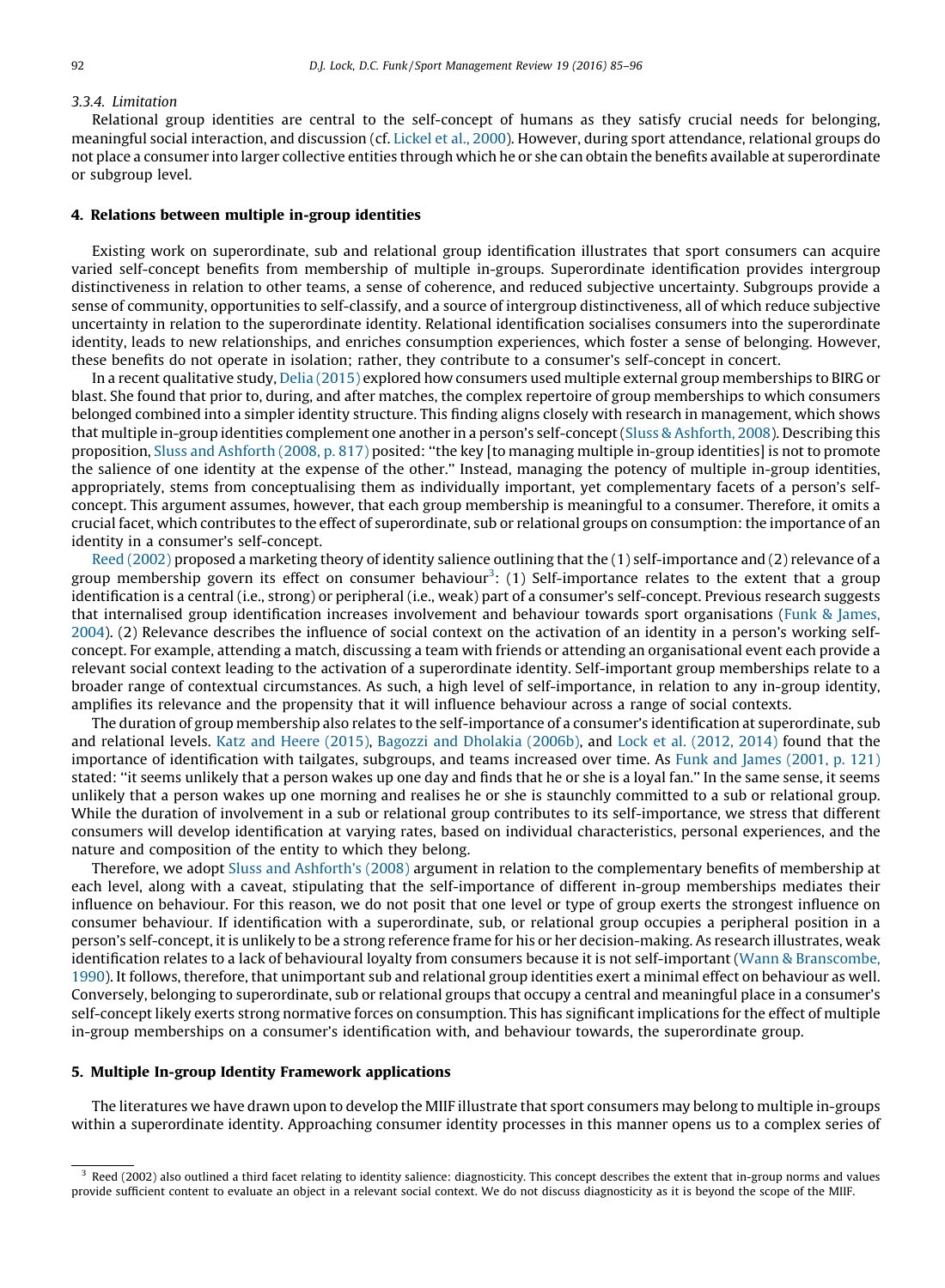#### 3.3.4. Limitation

Relational group identities are central to the self-concept of humans as they satisfy crucial needs for belonging, meaningful social interaction, and discussion (cf. Lickel et al., 2000). However, during sport attendance, relational groups do not place a consumer into larger collective entities through which he or she can obtain the benefits available at superordinate or subgroup level.

## 4. Relations between multiple in-group identities

Existing work on superordinate, sub and relational group identification illustrates that sport consumers can acquire varied self-concept benefits from membership of multiple in-groups. Superordinate identification provides intergroup distinctiveness in relation to other teams, a sense of coherence, and reduced subjective uncertainty. Subgroups provide a sense of community, opportunities to self-classify, and a source of intergroup distinctiveness, all of which reduce subjective uncertainty in relation to the superordinate identity. Relational identification socialises consumers into the superordinate identity, leads to new relationships, and enriches consumption experiences, which foster a sense of belonging. However, these benefits do not operate in isolation; rather, they contribute to a consumer's self-concept in concert.

In a recent qualitative study, Delia (2015) explored how consumers used multiple external group memberships to BIRG or blast. She found that prior to, during, and after matches, the complex repertoire of group memberships to which consumers belonged combined into a simpler identity structure. This finding aligns closely with research in management, which shows that multiple in-group identities complement one another in a person's self-concept (Sluss & Ashforth, 2008). Describing this proposition, Sluss and Ashforth (2008, p. 817) posited: "the key [to managing multiple in-group identities] is not to promote the salience of one identity at the expense of the other." Instead, managing the potency of multiple in-group identities, appropriately, stems from conceptualising them as individually important, yet complementary facets of a person's self-concept. This argument assumes, however, that each group membership is meaningful to a consumer. Therefore, it omits a crucial facet, which contributes to the effect of superordinate, sub or relational groups on consumption: the importance of an identity in a consumer's self-concept.

Reed (2002) proposed a marketing theory of identity salience outlining that the (1) self-importance and (2) relevance of a group membership govern its effect on consumer behaviour[3]: (1) Self-importance relates to the extent that a group identification is a central (i.e., strong) or peripheral (i.e., weak) part of a consumer's self-concept. Previous research suggests that internalised group identification increases involvement and behaviour towards sport organisations (Funk & James, 2004). (2) Relevance describes the influence of social context on the activation of an identity in a person's working self-concept. For example, attending a match, discussing a team with friends or attending an organisational event each provide a relevant social context leading to the activation of a superordinate identity. Self-important group memberships relate to a broader range of contextual circumstances. As such, a high level of self-importance, in relation to any in-group identity, amplifies its relevance and the propensity that it will influence behaviour across a range of social contexts.

The duration of group membership also relates to the self-importance of a consumer's identification at superordinate, sub and relational levels. Katz and Heere (2015), Bagozzi and Dholakia (2006b), and Lock et al. (2012, 2014) found that the importance of identification with tailgates, subgroups, and teams increased over time. As Funk and James (2001, p. 121) stated: "it seems unlikely that a person wakes up one day and finds that he or she is a loyal fan." In the same sense, it seems unlikely that a person wakes up one morning and realises he or she is staunchly committed to a sub or relational group. While the duration of involvement in a sub or relational group contributes to its self-importance, we stress that different consumers will develop identification at varying rates, based on individual characteristics, personal experiences, and the nature and composition of the entity to which they belong.

Therefore, we adopt Sluss and Ashforth's (2008) argument in relation to the complementary benefits of membership at each level, along with a caveat, stipulating that the self-importance of different in-group memberships mediates their influence on behaviour. For this reason, we do not posit that one level or type of group exerts the strongest influence on consumer behaviour. If identification with a superordinate, sub, or relational group occupies a peripheral position in a person's self-concept, it is unlikely to be a strong reference frame for his or her decision-making. As research illustrates, weak identification relates to a lack of behavioural loyalty from consumers because it is not self-important (Wann & Branscombe, 1990). It follows, therefore, that unimportant sub and relational group identities exert a minimal effect on behaviour as well. Conversely, belonging to superordinate, sub or relational groups that occupy a central and meaningful place in a consumer's self-concept likely exerts strong normative forces on consumption. This has significant implications for the effect of multiple in-group memberships on a consumer's identification with, and behaviour towards, the superordinate group.

## 5. Multiple In-group Identity Framework applications

The literatures we have drawn upon to develop the MIIF illustrate that sport consumers may belong to multiple in-groups within a superordinate identity. Approaching consumer identity processes in this manner opens us to a complex series of

---

[3] Reed (2002) also outlined a third facet relating to identity salience: diagnosticity. This concept describes the extent that in-group norms and values provide sufficient content to evaluate an object in a relevant social context. We do not discuss diagnosticity as it is beyond the scope of the MIIF.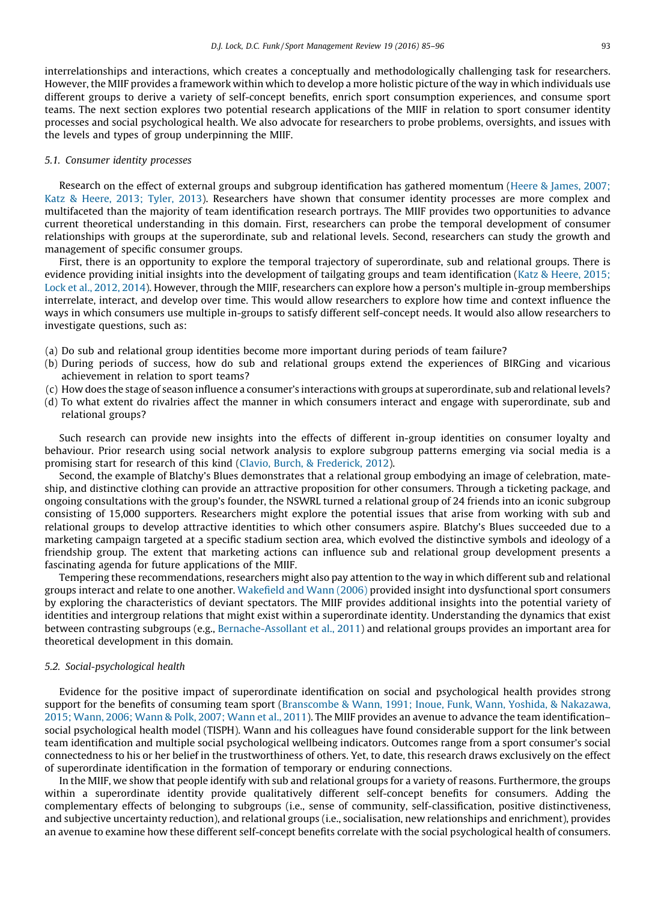interrelationships and interactions, which creates a conceptually and methodologically challenging task for researchers. However, the MIIF provides a framework within which to develop a more holistic picture of the way in which individuals use different groups to derive a variety of self-concept benefits, enrich sport consumption experiences, and consume sport teams. The next section explores two potential research applications of the MIIF in relation to sport consumer identity processes and social psychological health. We also advocate for researchers to probe problems, oversights, and issues with the levels and types of group underpinning the MIIF.

### 5.1. Consumer identity processes

Research on the effect of external groups and subgroup identification has gathered momentum (Heere & James, 2007; Katz & Heere, 2013; Tyler, 2013). Researchers have shown that consumer identity processes are more complex and multifaceted than the majority of team identification research portrays. The MIIF provides two opportunities to advance current theoretical understanding in this domain. First, researchers can probe the temporal development of consumer relationships with groups at the superordinate, sub and relational levels. Second, researchers can study the growth and management of specific consumer groups.

First, there is an opportunity to explore the temporal trajectory of superordinate, sub and relational groups. There is evidence providing initial insights into the development of tailgating groups and team identification (Katz & Heere, 2015; Lock et al., 2012, 2014). However, through the MIIF, researchers can explore how a person's multiple in-group memberships interrelate, interact, and develop over time. This would allow researchers to explore how time and context influence the ways in which consumers use multiple in-groups to satisfy different self-concept needs. It would also allow researchers to investigate questions, such as:

(a) Do sub and relational group identities become more important during periods of team failure?
(b) During periods of success, how do sub and relational groups extend the experiences of BIRGing and vicarious achievement in relation to sport teams?
(c) How does the stage of season influence a consumer's interactions with groups at superordinate, sub and relational levels?
(d) To what extent do rivalries affect the manner in which consumers interact and engage with superordinate, sub and relational groups?

Such research can provide new insights into the effects of different in-group identities on consumer loyalty and behaviour. Prior research using social network analysis to explore subgroup patterns emerging via social media is a promising start for research of this kind (Clavio, Burch, & Frederick, 2012).

Second, the example of Blatchy's Blues demonstrates that a relational group embodying an image of celebration, mateship, and distinctive clothing can provide an attractive proposition for other consumers. Through a ticketing package, and ongoing consultations with the group's founder, the NSWRL turned a relational group of 24 friends into an iconic subgroup consisting of 15,000 supporters. Researchers might explore the potential issues that arise from working with sub and relational groups to develop attractive identities to which other consumers aspire. Blatchy's Blues succeeded due to a marketing campaign targeted at a specific stadium section area, which evolved the distinctive symbols and ideology of a friendship group. The extent that marketing actions can influence sub and relational group development presents a fascinating agenda for future applications of the MIIF.

Tempering these recommendations, researchers might also pay attention to the way in which different sub and relational groups interact and relate to one another. Wakefield and Wann (2006) provided insight into dysfunctional sport consumers by exploring the characteristics of deviant spectators. The MIIF provides additional insights into the potential variety of identities and intergroup relations that might exist within a superordinate identity. Understanding the dynamics that exist between contrasting subgroups (e.g., Bernache-Assollant et al., 2011) and relational groups provides an important area for theoretical development in this domain.

### 5.2. Social-psychological health

Evidence for the positive impact of superordinate identification on social and psychological health provides strong support for the benefits of consuming team sport (Branscombe & Wann, 1991; Inoue, Funk, Wann, Yoshida, & Nakazawa, 2015; Wann, 2006; Wann & Polk, 2007; Wann et al., 2011). The MIIF provides an avenue to advance the team identification–social psychological health model (TISPH). Wann and his colleagues have found considerable support for the link between team identification and multiple social psychological wellbeing indicators. Outcomes range from a sport consumer's social connectedness to his or her belief in the trustworthiness of others. Yet, to date, this research draws exclusively on the effect of superordinate identification in the formation of temporary or enduring connections.

In the MIIF, we show that people identify with sub and relational groups for a variety of reasons. Furthermore, the groups within a superordinate identity provide qualitatively different self-concept benefits for consumers. Adding the complementary effects of belonging to subgroups (i.e., sense of community, self-classification, positive distinctiveness, and subjective uncertainty reduction), and relational groups (i.e., socialisation, new relationships and enrichment), provides an avenue to examine how these different self-concept benefits correlate with the social psychological health of consumers.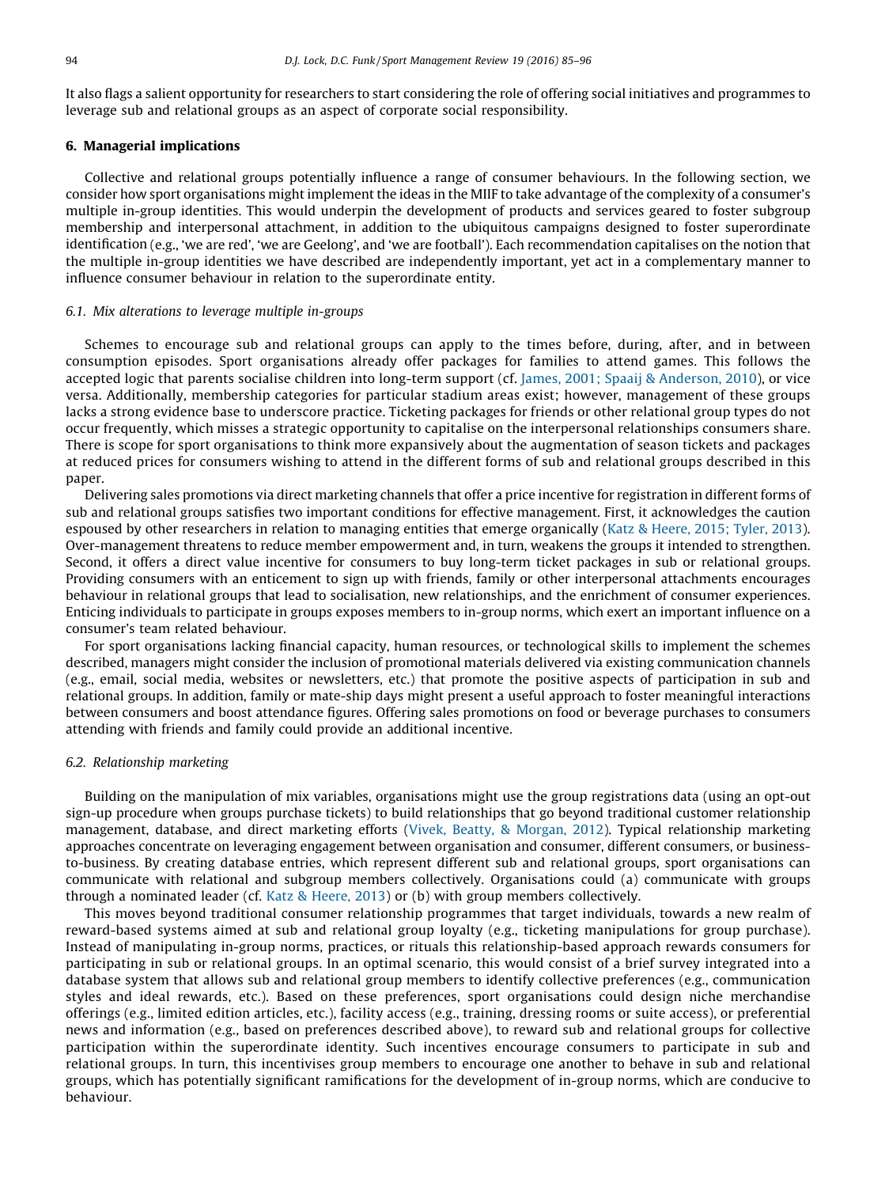It also flags a salient opportunity for researchers to start considering the role of offering social initiatives and programmes to leverage sub and relational groups as an aspect of corporate social responsibility.

## 6. Managerial implications

Collective and relational groups potentially influence a range of consumer behaviours. In the following section, we consider how sport organisations might implement the ideas in the MIIF to take advantage of the complexity of a consumer's multiple in-group identities. This would underpin the development of products and services geared to foster subgroup membership and interpersonal attachment, in addition to the ubiquitous campaigns designed to foster superordinate identification (e.g., 'we are red', 'we are Geelong', and 'we are football'). Each recommendation capitalises on the notion that the multiple in-group identities we have described are independently important, yet act in a complementary manner to influence consumer behaviour in relation to the superordinate entity.

### 6.1. Mix alterations to leverage multiple in-groups

Schemes to encourage sub and relational groups can apply to the times before, during, after, and in between consumption episodes. Sport organisations already offer packages for families to attend games. This follows the accepted logic that parents socialise children into long-term support (cf. James, 2001; Spaaij & Anderson, 2010), or vice versa. Additionally, membership categories for particular stadium areas exist; however, management of these groups lacks a strong evidence base to underscore practice. Ticketing packages for friends or other relational group types do not occur frequently, which misses a strategic opportunity to capitalise on the interpersonal relationships consumers share. There is scope for sport organisations to think more expansively about the augmentation of season tickets and packages at reduced prices for consumers wishing to attend in the different forms of sub and relational groups described in this paper.

Delivering sales promotions via direct marketing channels that offer a price incentive for registration in different forms of sub and relational groups satisfies two important conditions for effective management. First, it acknowledges the caution espoused by other researchers in relation to managing entities that emerge organically (Katz & Heere, 2015; Tyler, 2013). Over-management threatens to reduce member empowerment and, in turn, weakens the groups it intended to strengthen. Second, it offers a direct value incentive for consumers to buy long-term ticket packages in sub or relational groups. Providing consumers with an enticement to sign up with friends, family or other interpersonal attachments encourages behaviour in relational groups that lead to socialisation, new relationships, and the enrichment of consumer experiences. Enticing individuals to participate in groups exposes members to in-group norms, which exert an important influence on a consumer's team related behaviour.

For sport organisations lacking financial capacity, human resources, or technological skills to implement the schemes described, managers might consider the inclusion of promotional materials delivered via existing communication channels (e.g., email, social media, websites or newsletters, etc.) that promote the positive aspects of participation in sub and relational groups. In addition, family or mate-ship days might present a useful approach to foster meaningful interactions between consumers and boost attendance figures. Offering sales promotions on food or beverage purchases to consumers attending with friends and family could provide an additional incentive.

### 6.2. Relationship marketing

Building on the manipulation of mix variables, organisations might use the group registrations data (using an opt-out sign-up procedure when groups purchase tickets) to build relationships that go beyond traditional customer relationship management, database, and direct marketing efforts (Vivek, Beatty, & Morgan, 2012). Typical relationship marketing approaches concentrate on leveraging engagement between organisation and consumer, different consumers, or business-to-business. By creating database entries, which represent different sub and relational groups, sport organisations can communicate with relational and subgroup members collectively. Organisations could (a) communicate with groups through a nominated leader (cf. Katz & Heere, 2013) or (b) with group members collectively.

This moves beyond traditional consumer relationship programmes that target individuals, towards a new realm of reward-based systems aimed at sub and relational group loyalty (e.g., ticketing manipulations for group purchase). Instead of manipulating in-group norms, practices, or rituals this relationship-based approach rewards consumers for participating in sub or relational groups. In an optimal scenario, this would consist of a brief survey integrated into a database system that allows sub and relational group members to identify collective preferences (e.g., communication styles and ideal rewards, etc.). Based on these preferences, sport organisations could design niche merchandise offerings (e.g., limited edition articles, etc.), facility access (e.g., training, dressing rooms or suite access), or preferential news and information (e.g., based on preferences described above), to reward sub and relational groups for collective participation within the superordinate identity. Such incentives encourage consumers to participate in sub and relational groups. In turn, this incentivises group members to encourage one another to behave in sub and relational groups, which has potentially significant ramifications for the development of in-group norms, which are conducive to behaviour.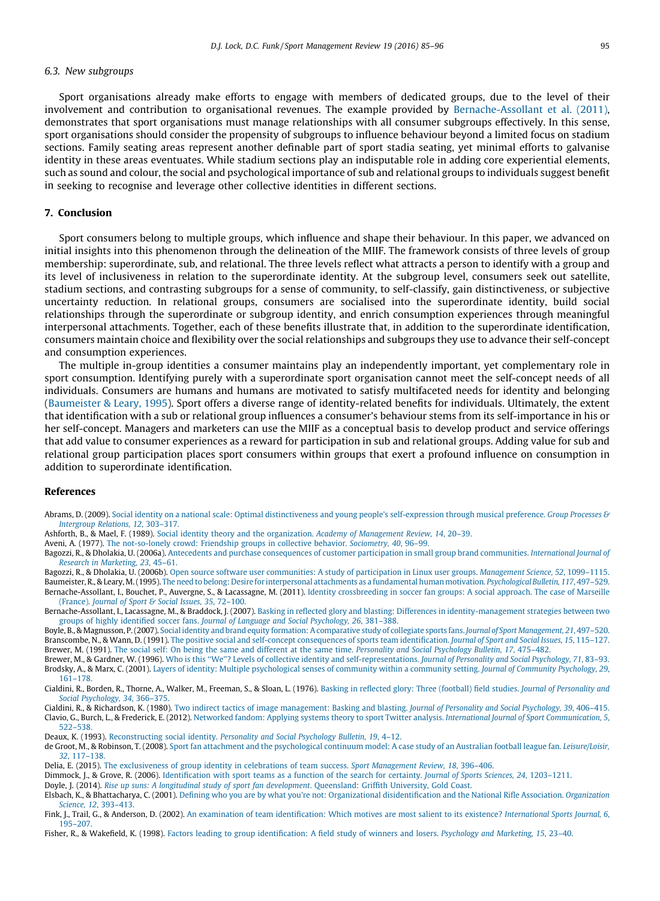### 6.3. New subgroups

Sport organisations already make efforts to engage with members of dedicated groups, due to the level of their involvement and contribution to organisational revenues. The example provided by Bernache-Assollant et al. (2011), demonstrates that sport organisations must manage relationships with all consumer subgroups effectively. In this sense, sport organisations should consider the propensity of subgroups to influence behaviour beyond a limited focus on stadium sections. Family seating areas represent another definable part of sport stadia seating, yet minimal efforts to galvanise identity in these areas eventuates. While stadium sections play an indisputable role in adding core experiential elements, such as sound and colour, the social and psychological importance of sub and relational groups to individuals suggest benefit in seeking to recognise and leverage other collective identities in different sections.

## 7. Conclusion

Sport consumers belong to multiple groups, which influence and shape their behaviour. In this paper, we advanced on initial insights into this phenomenon through the delineation of the MIIF. The framework consists of three levels of group membership: superordinate, sub, and relational. The three levels reflect what attracts a person to identify with a group and its level of inclusiveness in relation to the superordinate identity. At the subgroup level, consumers seek out satellite, stadium sections, and contrasting subgroups for a sense of community, to self-classify, gain distinctiveness, or subjective uncertainty reduction. In relational groups, consumers are socialised into the superordinate identity, build social relationships through the superordinate or subgroup identity, and enrich consumption experiences through meaningful interpersonal attachments. Together, each of these benefits illustrate that, in addition to the superordinate identification, consumers maintain choice and flexibility over the social relationships and subgroups they use to advance their self-concept and consumption experiences.

The multiple in-group identities a consumer maintains play an independently important, yet complementary role in sport consumption. Identifying purely with a superordinate sport organisation cannot meet the self-concept needs of all individuals. Consumers are humans and humans are motivated to satisfy multifaceted needs for identity and belonging (Baumeister & Leary, 1995). Sport offers a diverse range of identity-related benefits for individuals. Ultimately, the extent that identification with a sub or relational group influences a consumer's behaviour stems from its self-importance in his or her self-concept. Managers and marketers can use the MIIF as a conceptual basis to develop product and service offerings that add value to consumer experiences as a reward for participation in sub and relational groups. Adding value for sub and relational group participation places sport consumers within groups that exert a profound influence on consumption in addition to superordinate identification.

## References

Abrams, D. (2009). Social identity on a national scale: Optimal distinctiveness and young people's self-expression through musical preference. *Group Processes & Intergroup Relations, 12*, 303–317.

Ashforth, B., & Mael, F. (1989). Social identity theory and the organization. *Academy of Management Review, 14*, 20–39.

Aveni, A. (1977). The not-so-lonely crowd: Friendship groups in collective behavior. *Sociometry, 40*, 96–99.

Bagozzi, R., & Dholakia, U. (2006a). Antecedents and purchase consequences of customer participation in small group brand communities. *International Journal of Research in Marketing, 23*, 45–61.

Bagozzi, R., & Dholakia, U. (2006b). Open source software user communities: A study of participation in Linux user groups. *Management Science, 52*, 1099–1115.

Baumeister, R., & Leary, M. (1995). The need to belong: Desire for interpersonal attachments as a fundamental human motivation. *Psychological Bulletin, 117*, 497–529.

Bernache-Assollant, I., Bouchet, P., Auvergne, S., & Lacassagne, M. (2011). Identity crossbreeding in soccer fan groups: A social approach. The case of Marseille (France). *Journal of Sport & Social Issues, 35*, 72–100.

Bernache-Assollant, I., Lacassagne, M., & Braddock, J. (2007). Basking in reflected glory and blasting: Differences in identity-management strategies between two groups of highly identified soccer fans. *Journal of Language and Social Psychology, 26*, 381–388.

Boyle, B., & Magnusson, P. (2007). Social identity and brand equity formation: A comparative study of collegiate sports fans. *Journal of Sport Management, 21*, 497–520.

Branscombe, N., & Wann, D. (1991). The positive social and self-concept consequences of sports team identification. *Journal of Sport and Social Issues, 15*, 115–127.

Brewer, M. (1991). The social self: On being the same and different at the same time. *Personality and Social Psychology Bulletin, 17*, 475–482.

Brewer, M., & Gardner, W. (1996). Who is this "We"? Levels of collective identity and self-representations. *Journal of Personality and Social Psychology, 71*, 83–93.

Brodsky, A., & Marx, C. (2001). Layers of identity: Multiple psychological senses of community within a community setting. *Journal of Community Psychology, 29*, 161–178.

Cialdini, R., Borden, R., Thorne, A., Walker, M., Freeman, S., & Sloan, L. (1976). Basking in reflected glory: Three (football) field studies. *Journal of Personality and Social Psychology, 34*, 366–375.

Cialdini, R., & Richardson, K. (1980). Two indirect tactics of image management: Basking and blasting. *Journal of Personality and Social Psychology, 39*, 406–415.

Clavio, G., Burch, L., & Frederick, E. (2012). Networked fandom: Applying systems theory to sport Twitter analysis. *International Journal of Sport Communication, 5*, 522–538.

Deaux, K. (1993). Reconstructing social identity. *Personality and Social Psychology Bulletin, 19*, 4–12.

de Groot, M., & Robinson, T. (2008). Sport fan attachment and the psychological continuum model: A case study of an Australian football league fan. *Leisure/Loisir, 32*, 117–138.

Delia, E. (2015). The exclusiveness of group identity in celebrations of team success. *Sport Management Review, 18*, 396–406.

Dimmock, J., & Grove, R. (2006). Identification with sport teams as a function of the search for certainty. *Journal of Sports Sciences, 24*, 1203–1211.

Doyle, J. (2014). *Rise up suns: A longitudinal study of sport fan development*. Queensland: Griffith University, Gold Coast.

Elsbach, K., & Bhattacharya, C. (2001). Defining who you are by what you're not: Organizational disidentification and the National Rifle Association. *Organization Science, 12*, 393–413.

Fink, J., Trail, G., & Anderson, D. (2002). An examination of team identification: Which motives are most salient to its existence? *International Sports Journal, 6*, 195–207.

Fisher, R., & Wakefield, K. (1998). Factors leading to group identification: A field study of winners and losers. *Psychology and Marketing, 15*, 23–40.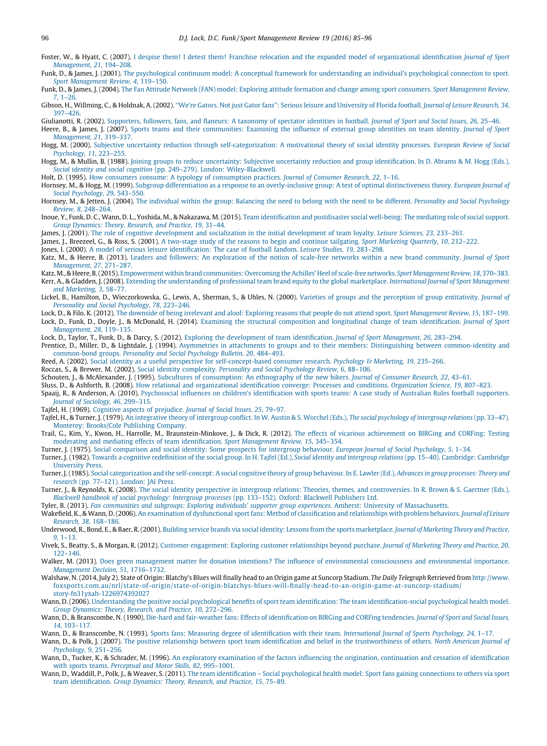Foster, W., & Hyatt, C. (2007). I despise them! I detest them! Franchise relocation and the expanded model of organizational identification *Journal of Sport Management, 21*, 194–208.

Funk, D., & James, J. (2001). The psychological continuum model: A conceptual framework for understanding an individual's psychological connection to sport. *Sport Management Review, 4*, 119–150.

Funk, D., & James, J. (2004). The Fan Attitude Network (FAN) model: Exploring attitude formation and change among sport consumers. *Sport Management Review, 7*, 1–26.

Gibson, H., Willming, C., & Holdnak, A. (2002). ''We're Gators. Not just Gator fans'': Serious leisure and University of Florida football. *Journal of Leisure Research, 34*, 397–426.

Giulianotti, R. (2002). Supporters, followers, fans, and flaneurs: A taxonomy of spectator identities in football. *Journal of Sport and Social Issues, 26*, 25–46.

Heere, B., & James, J. (2007). Sports teams and their communities: Examining the influence of external group identities on team identity. *Journal of Sport Management, 21*, 319–337.

Hogg, M. (2000). Subjective uncertainty reduction through self-categorization: A motivational theory of social identity processes. *European Review of Social Psychology, 11*, 223–255.

Hogg, M., & Mullin, B. (1988). Joining groups to reduce uncertainty: Subjective uncertainty reduction and group identification. In D. Abrams & M. Hogg (Eds.), *Social identity and social cognition* (pp. 249–279). London: Wiley-Blackwell.

Holt, D. (1995). How consumers consume: A typology of consumption practices. *Journal of Consumer Research, 22*, 1–16.

Hornsey, M., & Hogg, M. (1999). Subgroup differentiation as a response to an overly-inclusive group: A test of optimal distinctiveness theory. *European Journal of Social Psychology, 29*, 543–550.

Hornsey, M., & Jetten, J. (2004). The individual within the group: Balancing the need to belong with the need to be different. *Personality and Social Psychology Review, 8*, 248–264.

Inoue, Y., Funk, D. C., Wann, D. L., Yoshida, M., & Nakazawa, M. (2015). Team identification and postdisaster social well-being: The mediating role of social support. *Group Dynamics: Theory, Research, and Practice, 19*, 31–44.

James, J. (2001). The role of cognitive development and socialization in the initial development of team loyalty. *Leisure Sciences, 23*, 233–261.

James, J., Breezeel, G., & Ross, S. (2001). A two-stage study of the reasons to begin and continue tailgating. *Sport Marketing Quarterly, 10*, 212–222.

Jones, I. (2000). A model of serious leisure identification: The case of football fandom. *Leisure Studies, 19*, 283–298.

Katz, M., & Heere, B. (2013). Leaders and followers: An exploration of the notion of scale-free networks within a new brand community. *Journal of Sport Management, 27*, 271–287.

Katz, M., & Heere, B. (2015). Empowerment within brand communities: Overcoming the Achilles' Heel of scale-free networks. *Sport Management Review, 18*, 370–383.

Kerr, A., & Gladden, J. (2008). Extending the understanding of professional team brand equity to the global marketplace. *International Journal of Sport Management and Marketing, 3*, 58–77.

Lickel, B., Hamilton, D., Wieczorkowska, G., Lewis, A., Sherman, S., & Uhles, N. (2000). Varieties of groups and the perception of group entitativity. *Journal of Personality and Social Psychology, 78*, 223–246.

Lock, D., & Filo, K. (2012). The downside of being irrelevant and aloof: Exploring reasons that people do not attend sport. *Sport Management Review, 15*, 187–199.

Lock, D., Funk, D., Doyle, J., & McDonald, H. (2014). Examining the structural composition and longitudinal change of team identification. *Journal of Sport Management, 28*, 119–135.

Lock, D., Taylor, T., Funk, D., & Darcy, S. (2012). Exploring the development of team identification. *Journal of Sport Management, 26*, 283–294.

Prentice, D., Miller, D., & Lightdale, J. (1994). Asymmetries in attachments to groups and to their members: Distinguishing between common-identity and common-bond groups. *Personality and Social Psychology Bulletin, 20*, 484–493.

Reed, A. (2002). Social identity as a useful perspective for self-concept-based consumer research. *Psychology & Marketing, 19*, 235–266.

Roccas, S., & Brewer, M. (2002). Social identity complexity. *Personality and Social Psychology Review, 6*, 88–106.

Schouten, J., & McAlexander, J. (1995). Subcultures of consumption: An ethnography of the new bikers. *Journal of Consumer Research, 22*, 43–61.

Sluss, D., & Ashforth, B. (2008). How relational and organizational identification converge: Processes and conditions. *Organization Science, 19*, 807–823.

Spaaij, R., & Anderson, A. (2010). Psychosocial influences on children's identification with sports teams: A case study of Australian Rules football supporters. *Journal of Sociology, 46*, 299–315.

Tajfel, H. (1969). Cognitive aspects of prejudice. *Journal of Social Issues, 25*, 79–97.

Tajfel, H., & Turner, J. (1979). An integrative theory of intergroup conflict. In W. Austin & S. Worchel (Eds.), *The social psychology of intergroup relations* (pp. 33–47). Monterey: Brooks/Cole Publishing Company.

Trail, G., Kim, Y., Kwon, H., Harrolle, M., Braunstein-Minkove, J., & Dick, R. (2012). The effects of vicarious achievement on BIRGing and CORFing: Testing moderating and mediating effects of team identification. *Sport Management Review, 15*, 345–354.

Turner, J. (1975). Social comparison and social identity: Some prospects for intergroup behaviour. *European Journal of Social Psychology, 5*, 1–34.

Turner, J. (1982). Towards a cognitive redefinition of the social group. In H. Tajfel (Ed.), *Social identity and intergroup relations* (pp. 15–40). Cambridge: Cambridge University Press.

Turner, J. (1985). Social categorization and the self-concept: A social cognitive theory of group behaviour. In E. Lawler (Ed.), *Advances in group processes: Theory and research* (pp. 77–121). London: JAI Press.

Turner, J., & Reynolds, K. (2008). The social identity perspective in intergroup relations: Theories, themes, and controversies. In R. Brown & S. Gaertner (Eds.), *Blackwell handbook of social psychology: Intergroup processes* (pp. 133–152). Oxford: Blackwell Publishers Ltd.

Tyler, B. (2013). *Fan communities and subgroups: Exploring individuals' supporter group experiences*. Amherst: University of Massachusetts.

Wakefield, K., & Wann, D. (2006). An examination of dysfunctional sport fans: Method of classification and relationships with problem behaviors. *Journal of Leisure Research, 38*, 168–186.

Underwood, R., Bond, E., & Baer, R. (2001). Building service brands via social identity: Lessons from the sports marketplace. *Journal of Marketing Theory and Practice, 9*, 1–13.

Vivek, S., Beatty, S., & Morgan, R. (2012). Customer engagement: Exploring customer relationships beyond purchase. *Journal of Marketing Theory and Practice, 20*, 122–146.

Walker, M. (2013). Does green management matter for donation intentions? The influence of environmental consciousness and environmental importance. *Management Decision, 51*, 1716–1732.

Walshaw, N. (2014, July 2). State of Origin: Blatchy's Blues will finally head to an Origin game at Suncorp Stadium. *The Daily Telegraph* Retrieved from http://www.foxsports.com.au/nrl/state-of-origin/state-of-origin-blatchys-blues-will-finally-head-to-an-origin-game-at-suncorp-stadium/story-fn31yxah-1226974392027

Wann, D. (2006). Understanding the positive social psychological benefits of sport team identification: The team identification-social psychological health model. *Group Dynamics: Theory, Research, and Practice, 10*, 272–296.

Wann, D., & Branscombe, N. (1990). Die-hard and fair-weather fans: Effects of identification on BIRGing and CORFing tendencies. *Journal of Sport and Social Issues, 14*, 103–117.

Wann, D., & Branscombe, N. (1993). Sports fans: Measuring degree of identification with their team. *International Journal of Sports Psychology, 24*, 1–17.

Wann, D., & Polk, J. (2007). The positive relationship between sport team identification and belief in the trustworthiness of others. *North American Journal of Psychology, 9*, 251–256.

Wann, D., Tucker, K., & Schrader, M. (1996). An exploratory examination of the factors influencing the origination, continuation and cessation of identification with sports teams. *Perceptual and Motor Skills, 82*, 995–1001.

Wann, D., Waddill, P., Polk, J., & Weaver, S. (2011). The team identification – Social psychological health model: Sport fans gaining connections to others via sport team identification. *Group Dynamics: Theory, Research, and Practice, 15*, 75–89.